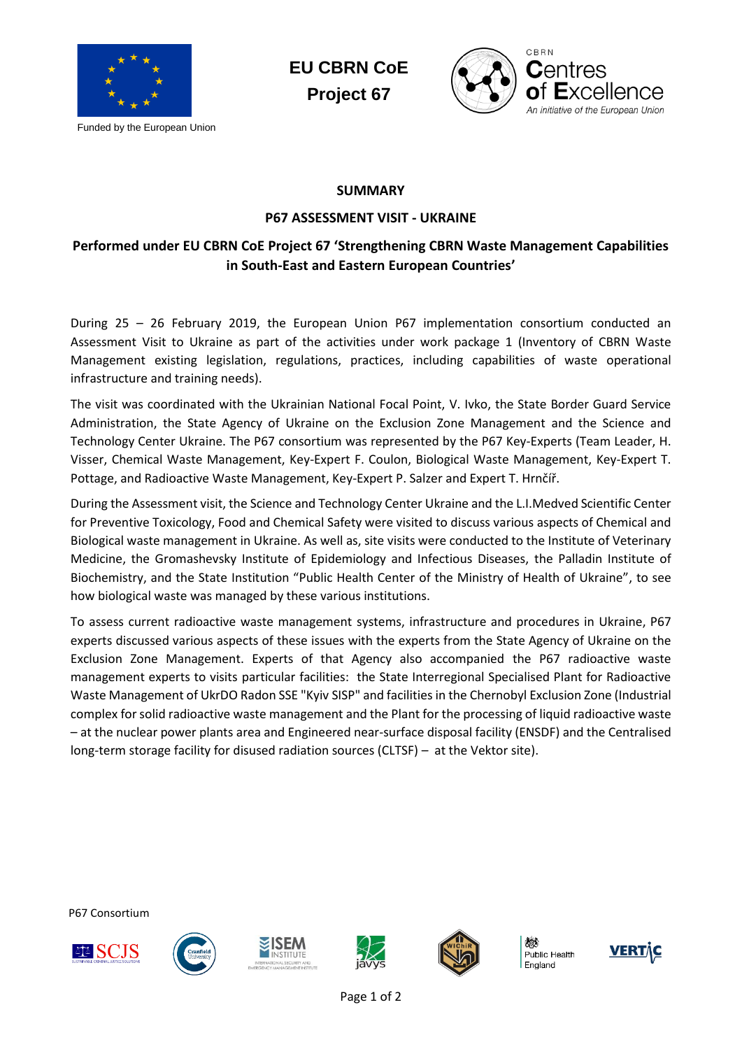EU CBRN CoE
Project 67

Funded by the European Union

CBRN Centres of Excellence
An initiative of the European Union

**SUMMARY**

**P67 ASSESSMENT VISIT - UKRAINE**

**Performed under EU CBRN CoE Project 67 'Strengthening CBRN Waste Management Capabilities in South-East and Eastern European Countries'**

During 25 – 26 February 2019, the European Union P67 implementation consortium conducted an Assessment Visit to Ukraine as part of the activities under work package 1 (Inventory of CBRN Waste Management existing legislation, regulations, practices, including capabilities of waste operational infrastructure and training needs).

The visit was coordinated with the Ukrainian National Focal Point, V. Ivko, the State Border Guard Service Administration, the State Agency of Ukraine on the Exclusion Zone Management and the Science and Technology Center Ukraine. The P67 consortium was represented by the P67 Key-Experts (Team Leader, H. Visser, Chemical Waste Management, Key-Expert F. Coulon, Biological Waste Management, Key-Expert T. Pottage, and Radioactive Waste Management, Key-Expert P. Salzer and Expert T. Hrnčíř.

During the Assessment visit, the Science and Technology Center Ukraine and the L.I.Medved Scientific Center for Preventive Toxicology, Food and Chemical Safety were visited to discuss various aspects of Chemical and Biological waste management in Ukraine. As well as, site visits were conducted to the Institute of Veterinary Medicine, the Gromashevsky Institute of Epidemiology and Infectious Diseases, the Palladin Institute of Biochemistry, and the State Institution "Public Health Center of the Ministry of Health of Ukraine", to see how biological waste was managed by these various institutions.

To assess current radioactive waste management systems, infrastructure and procedures in Ukraine, P67 experts discussed various aspects of these issues with the experts from the State Agency of Ukraine on the Exclusion Zone Management. Experts of that Agency also accompanied the P67 radioactive waste management experts to visits particular facilities: the State Interregional Specialised Plant for Radioactive Waste Management of UkrDO Radon SSE "Kyiv SISP" and facilities in the Chernobyl Exclusion Zone (Industrial complex for solid radioactive waste management and the Plant for the processing of liquid radioactive waste – at the nuclear power plants area and Engineered near-surface disposal facility (ENSDF) and the Centralised long-term storage facility for disused radiation sources (CLTSF) – at the Vektor site).

P67 Consortium

SCJS | Cranfield University | ISEM Institute | javys | WIChiR | Public Health England | VERTIC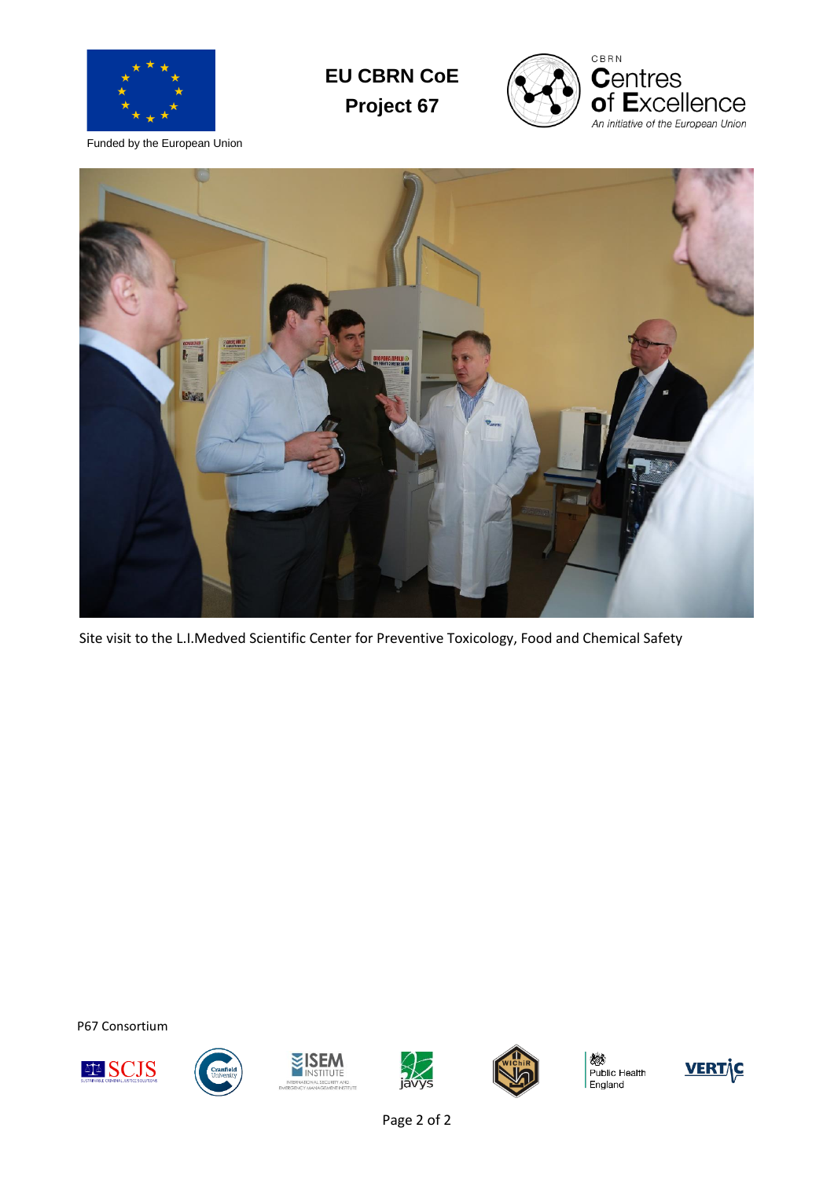Funded by the European Union

**EU CBRN CoE**
**Project 67**

Site visit to the L.I.Medved Scientific Center for Preventive Toxicology, Food and Chemical Safety

P67 Consortium